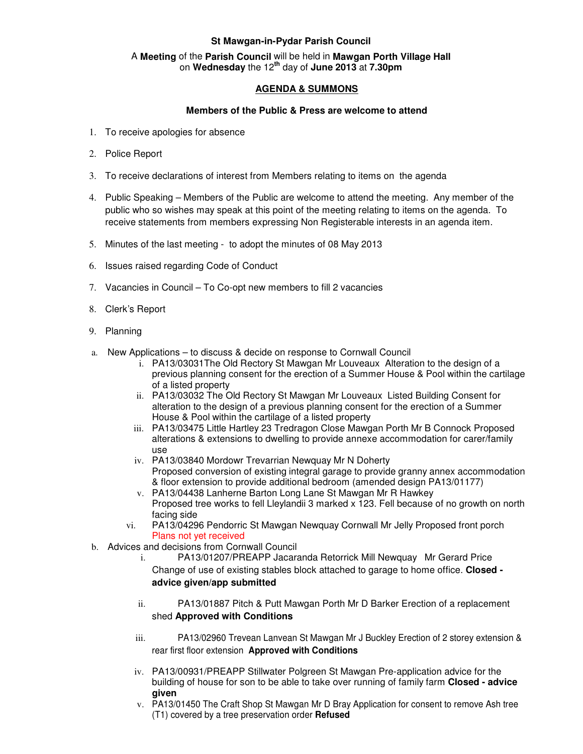**St Mawgan-in-Pydar Parish Council**

A **Meeting** of the **Parish Council** will be held in **Mawgan Porth Village Hall** on **Wednesday** the 12th day of **June 2013** at **7.30pm**

## AGENDA & SUMMONS

**Members of the Public & Press are welcome to attend**

1. To receive apologies for absence
2. Police Report
3. To receive declarations of interest from Members relating to items on the agenda
4. Public Speaking – Members of the Public are welcome to attend the meeting. Any member of the public who so wishes may speak at this point of the meeting relating to items on the agenda. To receive statements from members expressing Non Registerable interests in an agenda item.
5. Minutes of the last meeting - to adopt the minutes of 08 May 2013
6. Issues raised regarding Code of Conduct
7. Vacancies in Council – To Co-opt new members to fill 2 vacancies
8. Clerk's Report
9. Planning

a. New Applications – to discuss & decide on response to Cornwall Council
   i. PA13/03031The Old Rectory St Mawgan Mr Louveaux Alteration to the design of a previous planning consent for the erection of a Summer House & Pool within the cartilage of a listed property
   ii. PA13/03032 The Old Rectory St Mawgan Mr Louveaux Listed Building Consent for alteration to the design of a previous planning consent for the erection of a Summer House & Pool within the cartilage of a listed property
   iii. PA13/03475 Little Hartley 23 Tredragon Close Mawgan Porth Mr B Connock Proposed alterations & extensions to dwelling to provide annexe accommodation for carer/family use
   iv. PA13/03840 Mordowr Trevarrian Newquay Mr N Doherty
   Proposed conversion of existing integral garage to provide granny annex accommodation & floor extension to provide additional bedroom (amended design PA13/01177)
   v. PA13/04438 Lanherne Barton Long Lane St Mawgan Mr R Hawkey
   Proposed tree works to fell Lleylandii 3 marked x 123. Fell because of no growth on north facing side
   vi. PA13/04296 Pendorric St Mawgan Newquay Cornwall Mr Jelly Proposed front porch
   Plans not yet received

b. Advices and decisions from Cornwall Council
   i. PA13/01207/PREAPP Jacaranda Retorrick Mill Newquay Mr Gerard Price Change of use of existing stables block attached to garage to home office. **Closed - advice given/app submitted**
   ii. PA13/01887 Pitch & Putt Mawgan Porth Mr D Barker Erection of a replacement shed **Approved with Conditions**
   iii. PA13/02960 Trevean Lanvean St Mawgan Mr J Buckley Erection of 2 storey extension & rear first floor extension **Approved with Conditions**
   iv. PA13/00931/PREAPP Stillwater Polgreen St Mawgan Pre-application advice for the building of house for son to be able to take over running of family farm **Closed - advice given**
   v. PA13/01450 The Craft Shop St Mawgan Mr D Bray Application for consent to remove Ash tree (T1) covered by a tree preservation order **Refused**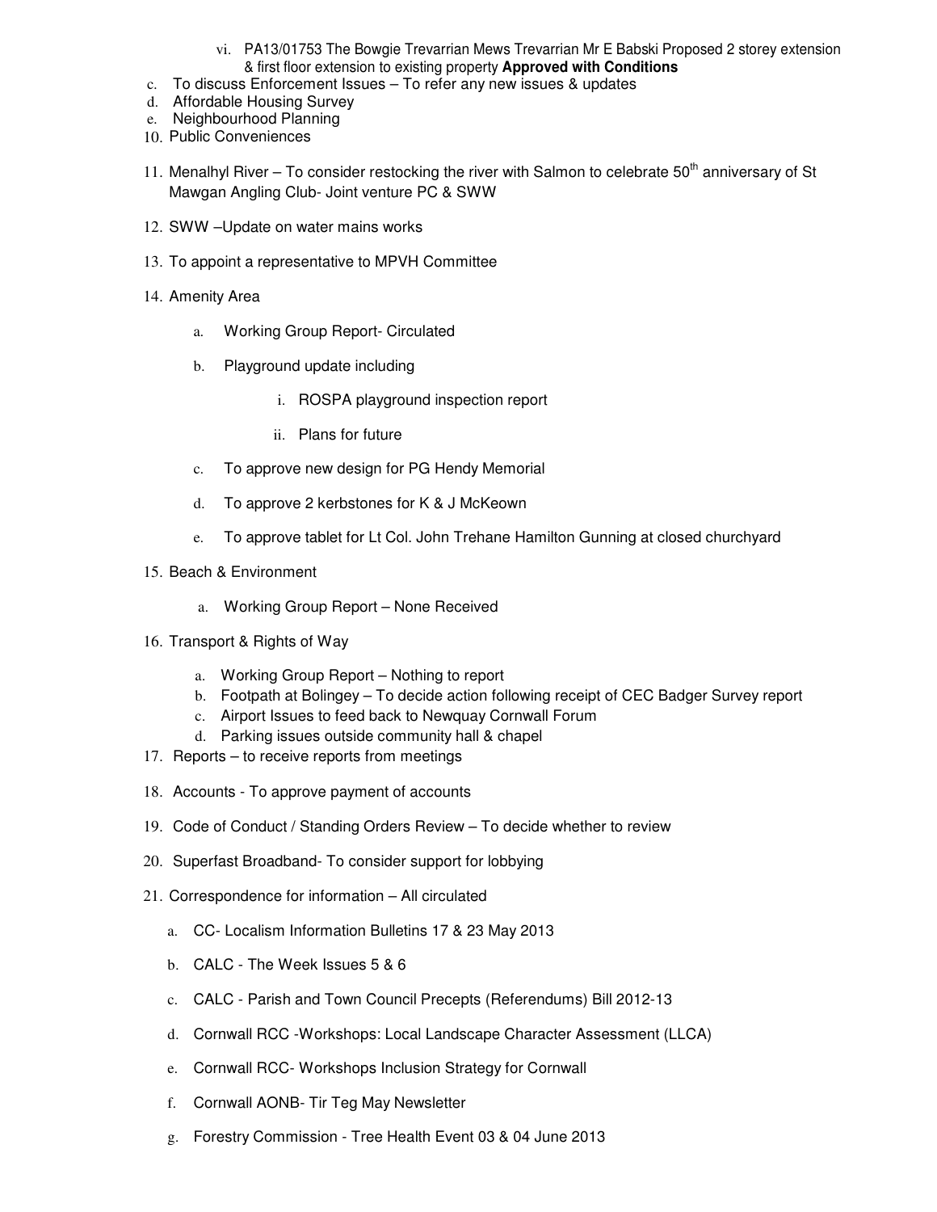vi. PA13/01753 The Bowgie Trevarrian Mews Trevarrian Mr E Babski Proposed 2 storey extension & first floor extension to existing property **Approved with Conditions**

  c. To discuss Enforcement Issues – To refer any new issues & updates
  d. Affordable Housing Survey
  e. Neighbourhood Planning

10. Public Conveniences

11. Menalhyl River – To consider restocking the river with Salmon to celebrate 50th anniversary of St Mawgan Angling Club- Joint venture PC & SWW

12. SWW –Update on water mains works

13. To appoint a representative to MPVH Committee

14. Amenity Area

    a. Working Group Report- Circulated

    b. Playground update including

       i. ROSPA playground inspection report

       ii. Plans for future

    c. To approve new design for PG Hendy Memorial

    d. To approve 2 kerbstones for K & J McKeown

    e. To approve tablet for Lt Col. John Trehane Hamilton Gunning at closed churchyard

15. Beach & Environment

    a. Working Group Report – None Received

16. Transport & Rights of Way

    a. Working Group Report – Nothing to report
    b. Footpath at Bolingey – To decide action following receipt of CEC Badger Survey report
    c. Airport Issues to feed back to Newquay Cornwall Forum
    d. Parking issues outside community hall & chapel

17. Reports – to receive reports from meetings

18. Accounts - To approve payment of accounts

19. Code of Conduct / Standing Orders Review – To decide whether to review

20. Superfast Broadband- To consider support for lobbying

21. Correspondence for information – All circulated

    a. CC- Localism Information Bulletins 17 & 23 May 2013

    b. CALC - The Week Issues 5 & 6

    c. CALC - Parish and Town Council Precepts (Referendums) Bill 2012-13

    d. Cornwall RCC -Workshops: Local Landscape Character Assessment (LLCA)

    e. Cornwall RCC- Workshops Inclusion Strategy for Cornwall

    f. Cornwall AONB- Tir Teg May Newsletter

    g. Forestry Commission - Tree Health Event 03 & 04 June 2013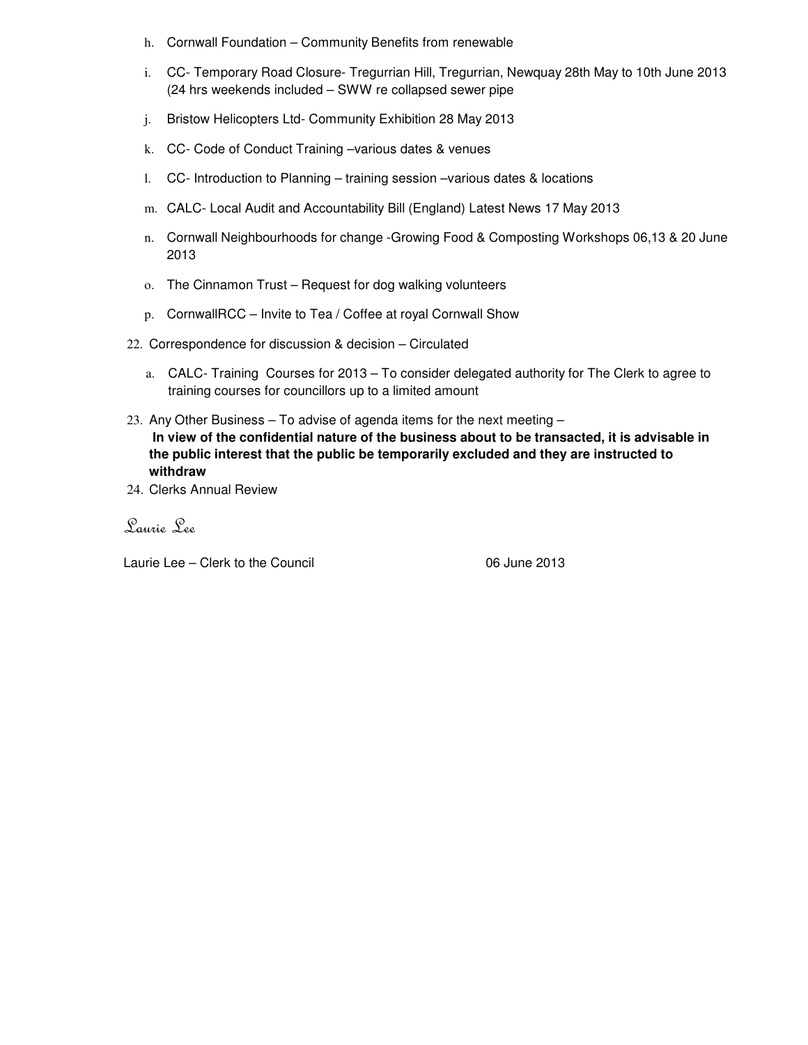h. Cornwall Foundation – Community Benefits from renewable

i. CC- Temporary Road Closure- Tregurrian Hill, Tregurrian, Newquay 28th May to 10th June 2013 (24 hrs weekends included – SWW re collapsed sewer pipe

j. Bristow Helicopters Ltd- Community Exhibition 28 May 2013

k. CC- Code of Conduct Training –various dates & venues

l. CC- Introduction to Planning – training session –various dates & locations

m. CALC- Local Audit and Accountability Bill (England) Latest News 17 May 2013

n. Cornwall Neighbourhoods for change -Growing Food & Composting Workshops 06,13 & 20 June 2013

o. The Cinnamon Trust – Request for dog walking volunteers

p. CornwallRCC – Invite to Tea / Coffee at royal Cornwall Show

22. Correspondence for discussion & decision – Circulated

    a. CALC- Training Courses for 2013 – To consider delegated authority for The Clerk to agree to training courses for councillors up to a limited amount

23. Any Other Business – To advise of agenda items for the next meeting –
    **In view of the confidential nature of the business about to be transacted, it is advisable in the public interest that the public be temporarily excluded and they are instructed to withdraw**

24. Clerks Annual Review

*Laurie Lee*

Laurie Lee – Clerk to the Council 06 June 2013